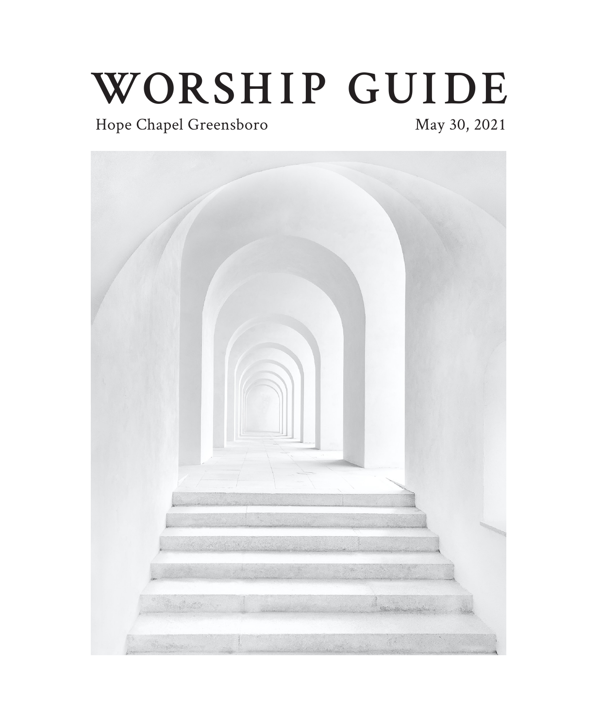# WORSHIP GUIDE

Hope Chapel Greensboro

May 30, 2021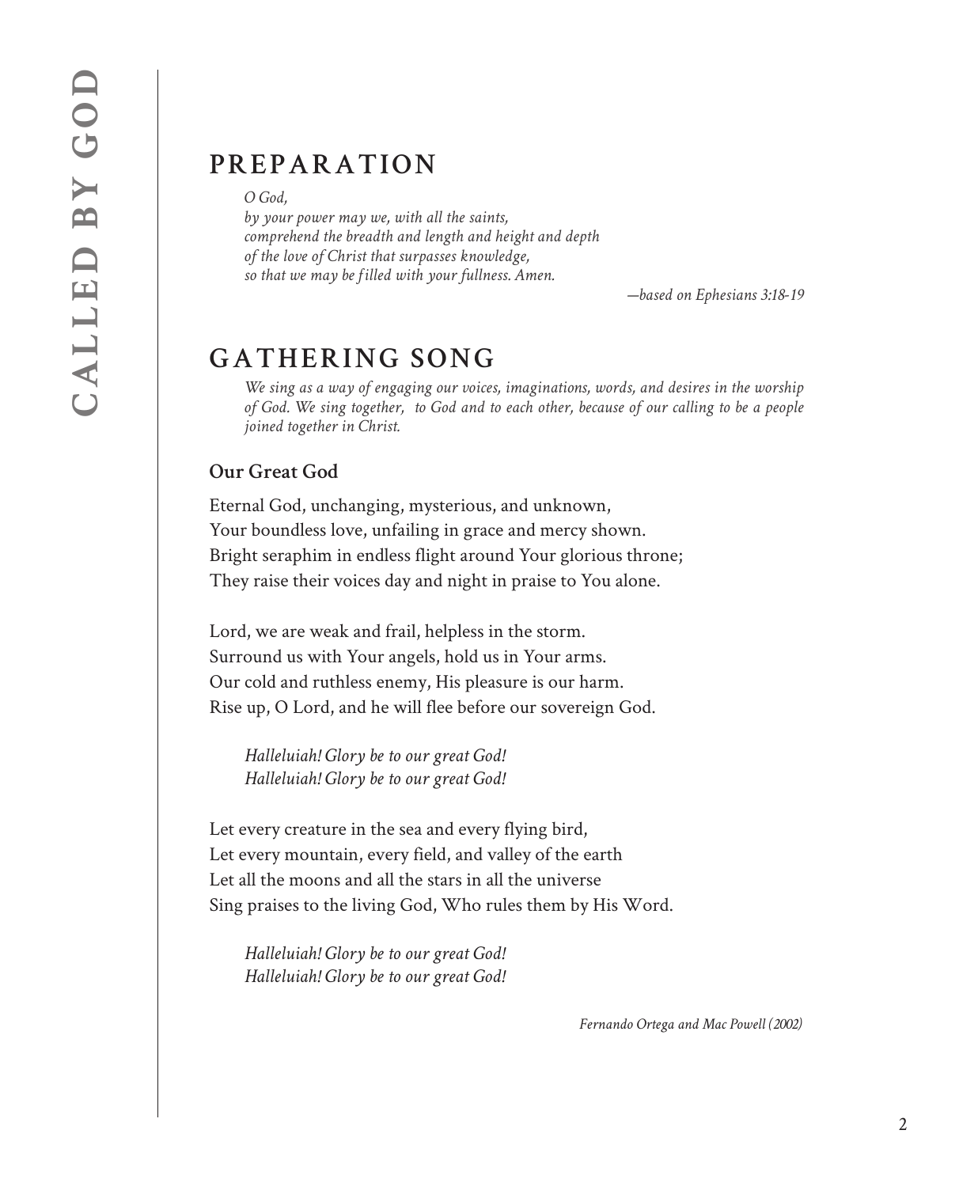## PREPARATION

*O God,*
*by your power may we, with all the saints,*
*comprehend the breadth and length and height and depth*
*of the love of Christ that surpasses knowledge,*
*so that we may be filled with your fullness. Amen.*

*—based on Ephesians 3:18-19*

## GATHERING SONG

*We sing as a way of engaging our voices, imaginations, words, and desires in the worship of God. We sing together, to God and to each other, because of our calling to be a people joined together in Christ.*

### Our Great God

Eternal God, unchanging, mysterious, and unknown,
Your boundless love, unfailing in grace and mercy shown.
Bright seraphim in endless flight around Your glorious throne;
They raise their voices day and night in praise to You alone.

Lord, we are weak and frail, helpless in the storm.
Surround us with Your angels, hold us in Your arms.
Our cold and ruthless enemy, His pleasure is our harm.
Rise up, O Lord, and he will flee before our sovereign God.

*Halleluiah! Glory be to our great God!*
*Halleluiah! Glory be to our great God!*

Let every creature in the sea and every flying bird,
Let every mountain, every field, and valley of the earth
Let all the moons and all the stars in all the universe
Sing praises to the living God, Who rules them by His Word.

*Halleluiah! Glory be to our great God!*
*Halleluiah! Glory be to our great God!*

*Fernando Ortega and Mac Powell (2002)*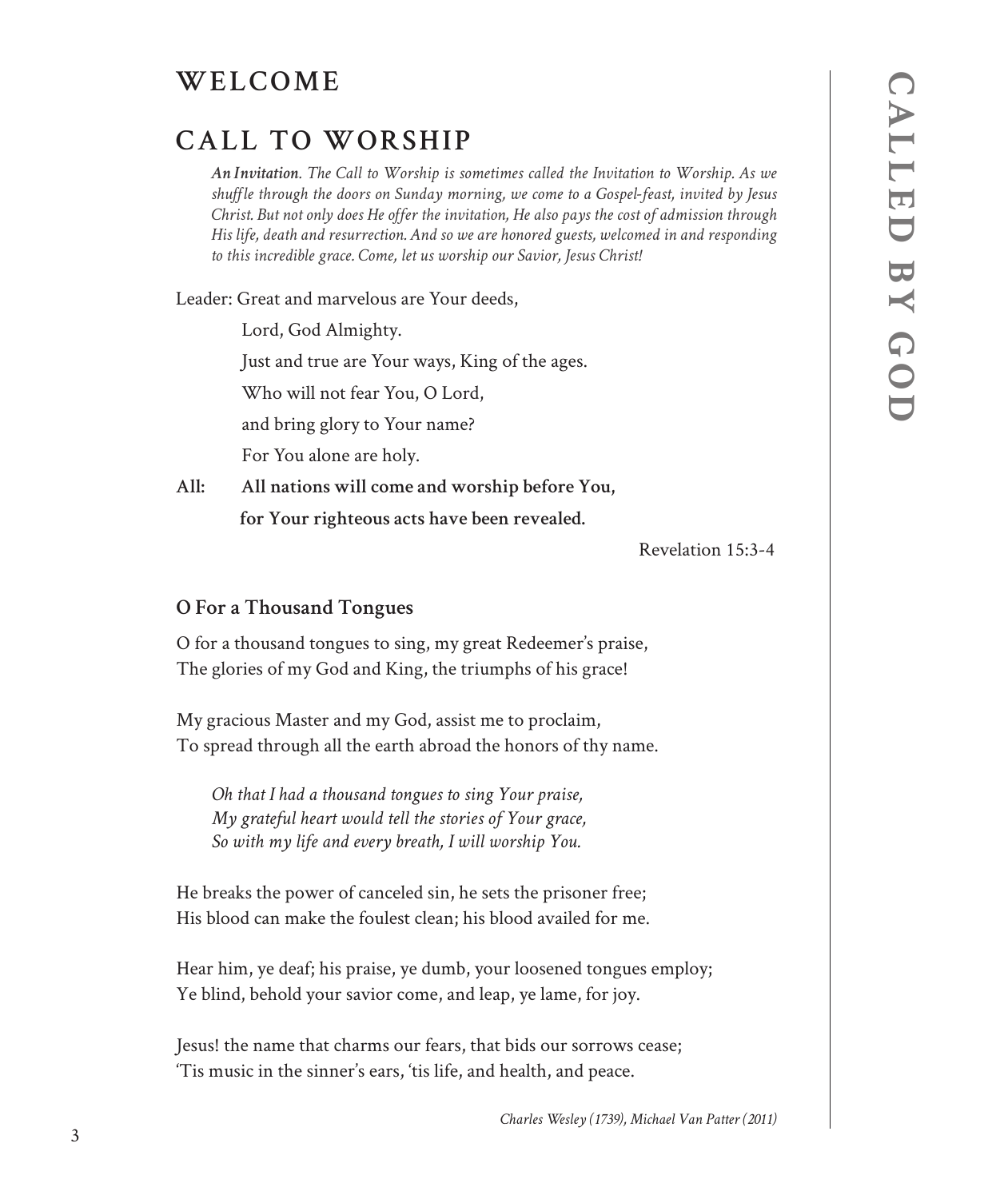# WELCOME

# CALL TO WORSHIP

*An Invitation. The Call to Worship is sometimes called the Invitation to Worship. As we shuffle through the doors on Sunday morning, we come to a Gospel-feast, invited by Jesus Christ. But not only does He offer the invitation, He also pays the cost of admission through His life, death and resurrection. And so we are honored guests, welcomed in and responding to this incredible grace. Come, let us worship our Savior, Jesus Christ!*

Leader: Great and marvelous are Your deeds,
Lord, God Almighty.
Just and true are Your ways, King of the ages.
Who will not fear You, O Lord,
and bring glory to Your name?
For You alone are holy.

**All: All nations will come and worship before You,
for Your righteous acts have been revealed.**

Revelation 15:3-4

### O For a Thousand Tongues

O for a thousand tongues to sing, my great Redeemer's praise,
The glories of my God and King, the triumphs of his grace!

My gracious Master and my God, assist me to proclaim,
To spread through all the earth abroad the honors of thy name.

*Oh that I had a thousand tongues to sing Your praise,*
*My grateful heart would tell the stories of Your grace,*
*So with my life and every breath, I will worship You.*

He breaks the power of canceled sin, he sets the prisoner free;
His blood can make the foulest clean; his blood availed for me.

Hear him, ye deaf; his praise, ye dumb, your loosened tongues employ;
Ye blind, behold your savior come, and leap, ye lame, for joy.

Jesus! the name that charms our fears, that bids our sorrows cease;
'Tis music in the sinner's ears, 'tis life, and health, and peace.

*Charles Wesley (1739), Michael Van Patter (2011)*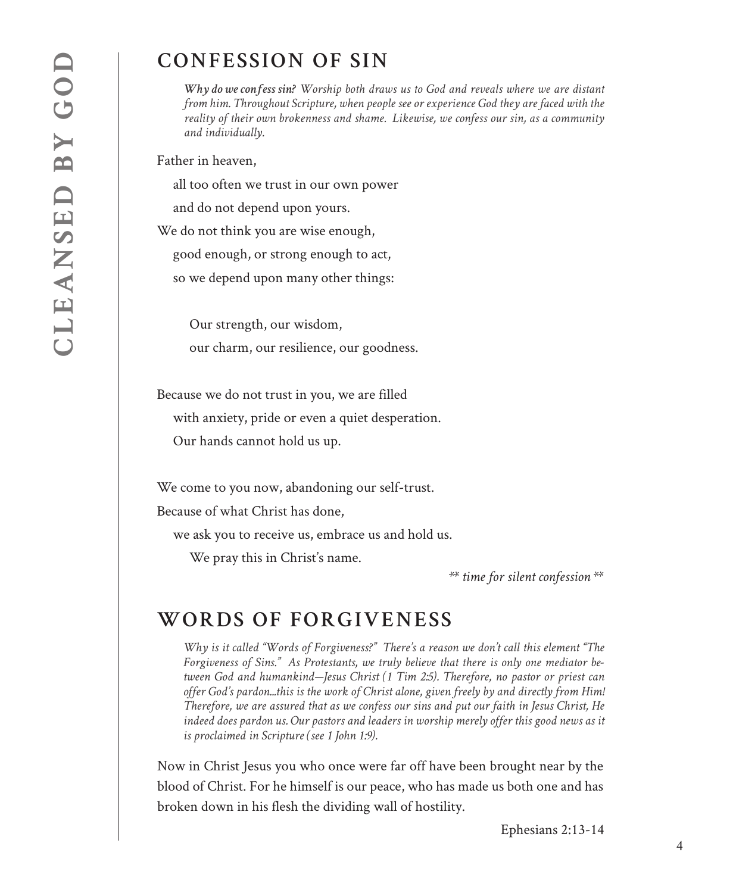## CONFESSION OF SIN

*Why do we confess sin? Worship both draws us to God and reveals where we are distant from him. Throughout Scripture, when people see or experience God they are faced with the reality of their own brokenness and shame. Likewise, we confess our sin, as a community and individually.*

Father in heaven,

all too often we trust in our own power

and do not depend upon yours.

We do not think you are wise enough,

good enough, or strong enough to act,

so we depend upon many other things:

Our strength, our wisdom,

our charm, our resilience, our goodness.

Because we do not trust in you, we are filled

with anxiety, pride or even a quiet desperation.

Our hands cannot hold us up.

We come to you now, abandoning our self-trust.

Because of what Christ has done,

we ask you to receive us, embrace us and hold us.

We pray this in Christ's name.

*\*\* time for silent confession \*\**

## WORDS OF FORGIVENESS

*Why is it called "Words of Forgiveness?" There's a reason we don't call this element "The Forgiveness of Sins." As Protestants, we truly believe that there is only one mediator between God and humankind—Jesus Christ (1 Tim 2:5). Therefore, no pastor or priest can offer God's pardon...this is the work of Christ alone, given freely by and directly from Him! Therefore, we are assured that as we confess our sins and put our faith in Jesus Christ, He indeed does pardon us. Our pastors and leaders in worship merely offer this good news as it is proclaimed in Scripture (see 1 John 1:9).*

Now in Christ Jesus you who once were far off have been brought near by the blood of Christ. For he himself is our peace, who has made us both one and has broken down in his flesh the dividing wall of hostility.

Ephesians 2:13-14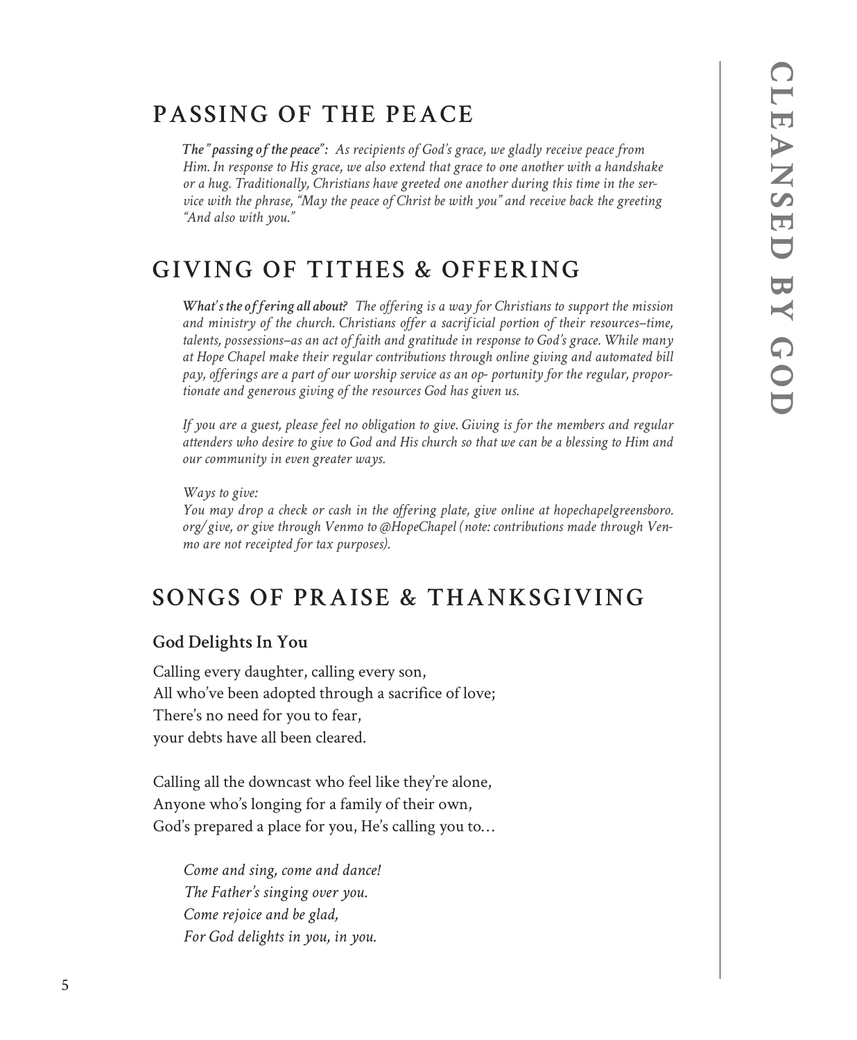## PASSING OF THE PEACE

*The "passing of the peace": As recipients of God's grace, we gladly receive peace from Him. In response to His grace, we also extend that grace to one another with a handshake or a hug. Traditionally, Christians have greeted one another during this time in the service with the phrase, "May the peace of Christ be with you" and receive back the greeting "And also with you."*

## GIVING OF TITHES & OFFERING

*What's the offering all about? The offering is a way for Christians to support the mission and ministry of the church. Christians offer a sacrificial portion of their resources–time, talents, possessions–as an act of faith and gratitude in response to God's grace. While many at Hope Chapel make their regular contributions through online giving and automated bill pay, offerings are a part of our worship service as an op- portunity for the regular, proportionate and generous giving of the resources God has given us.*

*If you are a guest, please feel no obligation to give. Giving is for the members and regular attenders who desire to give to God and His church so that we can be a blessing to Him and our community in even greater ways.*

*Ways to give:*
*You may drop a check or cash in the offering plate, give online at hopechapelgreensboro.org/give, or give through Venmo to @HopeChapel (note: contributions made through Venmo are not receipted for tax purposes).*

## SONGS OF PRAISE & THANKSGIVING

### God Delights In You

Calling every daughter, calling every son,
All who've been adopted through a sacrifice of love;
There's no need for you to fear,
your debts have all been cleared.

Calling all the downcast who feel like they're alone,
Anyone who's longing for a family of their own,
God's prepared a place for you, He's calling you to…

*Come and sing, come and dance!*
*The Father's singing over you.*
*Come rejoice and be glad,*
*For God delights in you, in you.*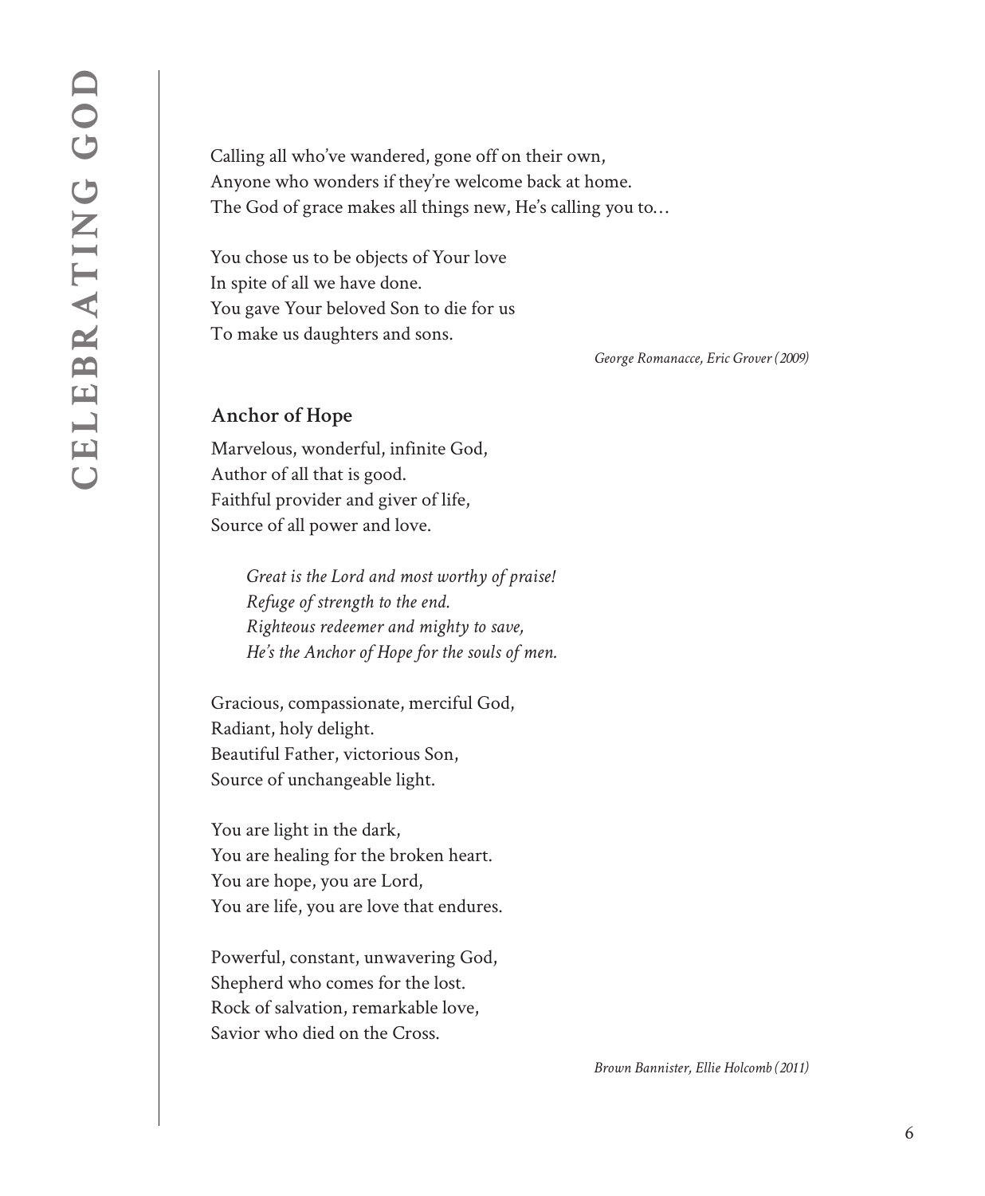Calling all who've wandered, gone off on their own,
Anyone who wonders if they're welcome back at home.
The God of grace makes all things new, He's calling you to…

You chose us to be objects of Your love
In spite of all we have done.
You gave Your beloved Son to die for us
To make us daughters and sons.

*George Romanacce, Eric Grover (2009)*

## Anchor of Hope

Marvelous, wonderful, infinite God,
Author of all that is good.
Faithful provider and giver of life,
Source of all power and love.

> *Great is the Lord and most worthy of praise!*
> *Refuge of strength to the end.*
> *Righteous redeemer and mighty to save,*
> *He's the Anchor of Hope for the souls of men.*

Gracious, compassionate, merciful God,
Radiant, holy delight.
Beautiful Father, victorious Son,
Source of unchangeable light.

You are light in the dark,
You are healing for the broken heart.
You are hope, you are Lord,
You are life, you are love that endures.

Powerful, constant, unwavering God,
Shepherd who comes for the lost.
Rock of salvation, remarkable love,
Savior who died on the Cross.

*Brown Bannister, Ellie Holcomb (2011)*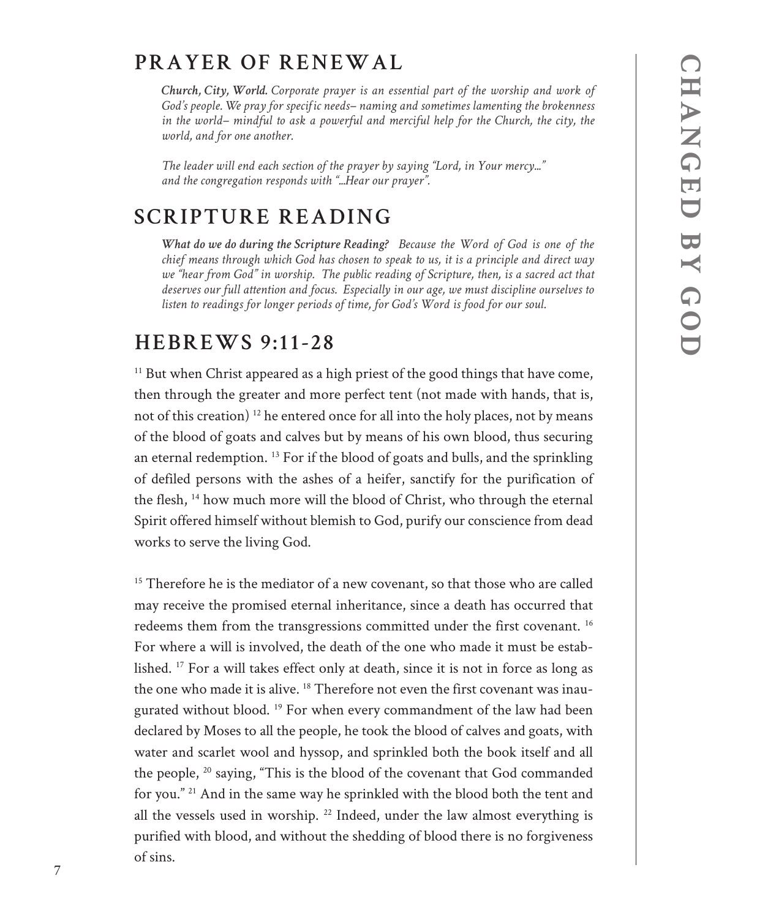## PRAYER OF RENEWAL

***Church, City, World.*** *Corporate prayer is an essential part of the worship and work of God's people. We pray for specific needs– naming and sometimes lamenting the brokenness in the world– mindful to ask a powerful and merciful help for the Church, the city, the world, and for one another.*

*The leader will end each section of the prayer by saying "Lord, in Your mercy..." and the congregation responds with "...Hear our prayer".*

## SCRIPTURE READING

***What do we do during the Scripture Reading?*** *Because the Word of God is one of the chief means through which God has chosen to speak to us, it is a principle and direct way we "hear from God" in worship. The public reading of Scripture, then, is a sacred act that deserves our full attention and focus. Especially in our age, we must discipline ourselves to listen to readings for longer periods of time, for God's Word is food for our soul.*

## HEBREWS 9:11-28

[11] But when Christ appeared as a high priest of the good things that have come, then through the greater and more perfect tent (not made with hands, that is, not of this creation) [12] he entered once for all into the holy places, not by means of the blood of goats and calves but by means of his own blood, thus securing an eternal redemption. [13] For if the blood of goats and bulls, and the sprinkling of defiled persons with the ashes of a heifer, sanctify for the purification of the flesh, [14] how much more will the blood of Christ, who through the eternal Spirit offered himself without blemish to God, purify our conscience from dead works to serve the living God.

[15] Therefore he is the mediator of a new covenant, so that those who are called may receive the promised eternal inheritance, since a death has occurred that redeems them from the transgressions committed under the first covenant. [16] For where a will is involved, the death of the one who made it must be established. [17] For a will takes effect only at death, since it is not in force as long as the one who made it is alive. [18] Therefore not even the first covenant was inaugurated without blood. [19] For when every commandment of the law had been declared by Moses to all the people, he took the blood of calves and goats, with water and scarlet wool and hyssop, and sprinkled both the book itself and all the people, [20] saying, "This is the blood of the covenant that God commanded for you." [21] And in the same way he sprinkled with the blood both the tent and all the vessels used in worship. [22] Indeed, under the law almost everything is purified with blood, and without the shedding of blood there is no forgiveness of sins.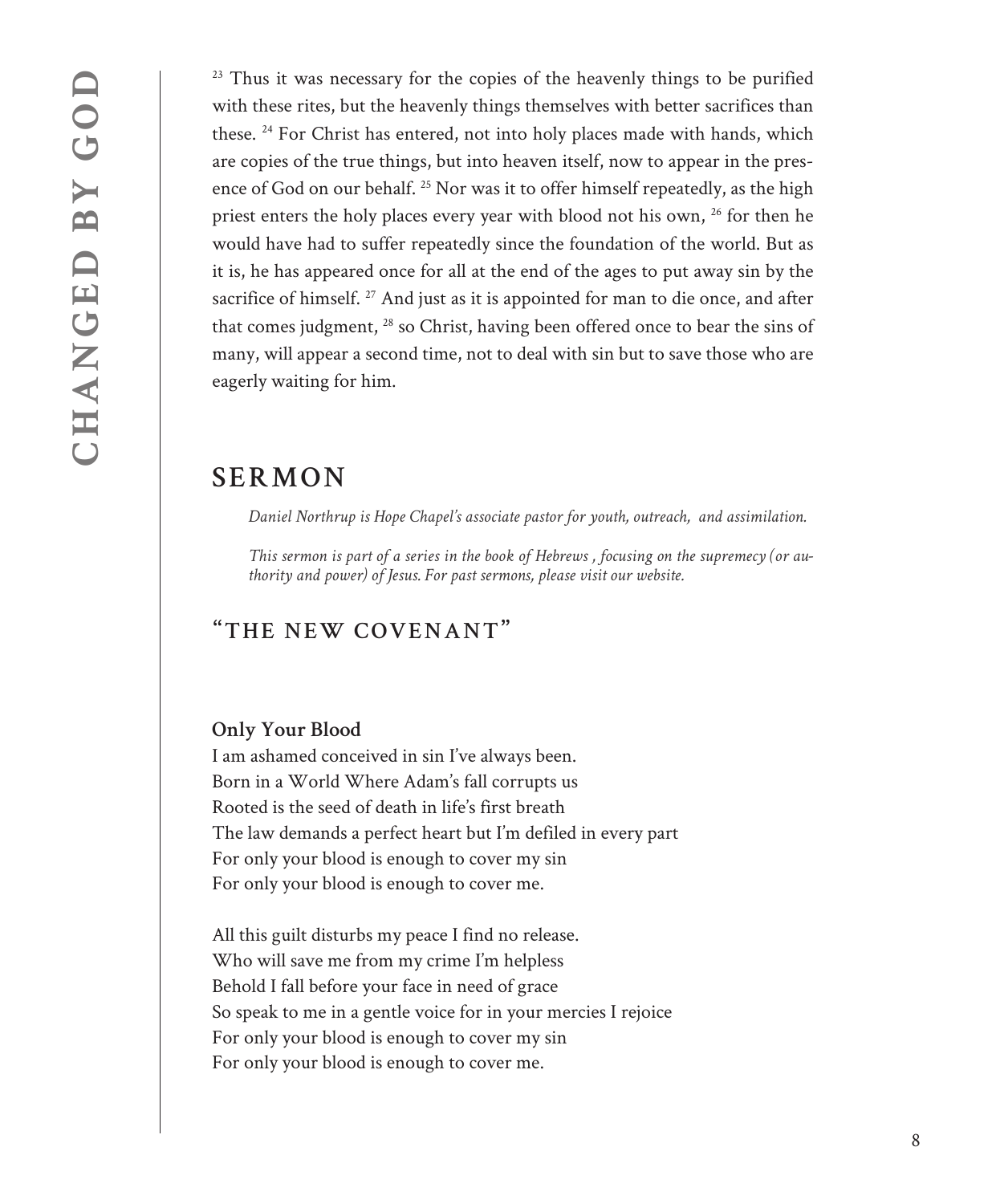[23] Thus it was necessary for the copies of the heavenly things to be purified with these rites, but the heavenly things themselves with better sacrifices than these. [24] For Christ has entered, not into holy places made with hands, which are copies of the true things, but into heaven itself, now to appear in the presence of God on our behalf. [25] Nor was it to offer himself repeatedly, as the high priest enters the holy places every year with blood not his own, [26] for then he would have had to suffer repeatedly since the foundation of the world. But as it is, he has appeared once for all at the end of the ages to put away sin by the sacrifice of himself. [27] And just as it is appointed for man to die once, and after that comes judgment, [28] so Christ, having been offered once to bear the sins of many, will appear a second time, not to deal with sin but to save those who are eagerly waiting for him.

## SERMON

*Daniel Northrup is Hope Chapel's associate pastor for youth, outreach, and assimilation.*

*This sermon is part of a series in the book of Hebrews , focusing on the supremecy (or authority and power) of Jesus. For past sermons, please visit our website.*

### "THE NEW COVENANT"

**Only Your Blood**

I am ashamed conceived in sin I've always been.
Born in a World Where Adam's fall corrupts us
Rooted is the seed of death in life's first breath
The law demands a perfect heart but I'm defiled in every part
For only your blood is enough to cover my sin
For only your blood is enough to cover me.

All this guilt disturbs my peace I find no release.
Who will save me from my crime I'm helpless
Behold I fall before your face in need of grace
So speak to me in a gentle voice for in your mercies I rejoice
For only your blood is enough to cover my sin
For only your blood is enough to cover me.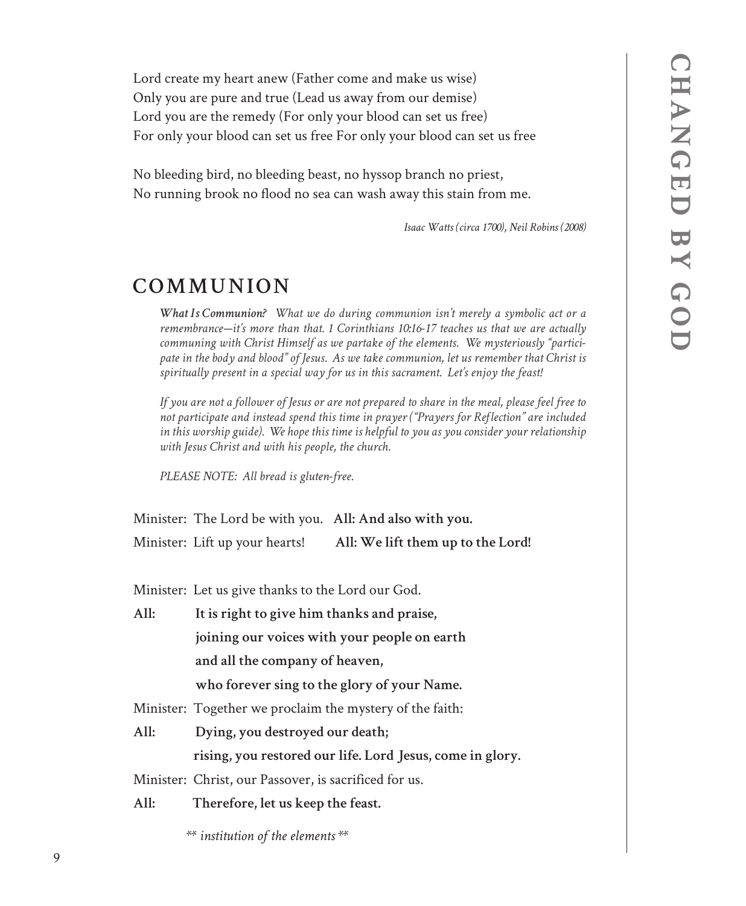Lord create my heart anew (Father come and make us wise)
Only you are pure and true (Lead us away from our demise)
Lord you are the remedy (For only your blood can set us free)
For only your blood can set us free For only your blood can set us free

No bleeding bird, no bleeding beast, no hyssop branch no priest,
No running brook no flood no sea can wash away this stain from me.

*Isaac Watts (circa 1700), Neil Robins (2008)*

## COMMUNION

***What Is Communion?*** *What we do during communion isn't merely a symbolic act or a remembrance—it's more than that. 1 Corinthians 10:16-17 teaches us that we are actually communing with Christ Himself as we partake of the elements. We mysteriously "participate in the body and blood" of Jesus. As we take communion, let us remember that Christ is spiritually present in a special way for us in this sacrament. Let's enjoy the feast!*

*If you are not a follower of Jesus or are not prepared to share in the meal, please feel free to not participate and instead spend this time in prayer ("Prayers for Reflection" are included in this worship guide). We hope this time is helpful to you as you consider your relationship with Jesus Christ and with his people, the church.*

*PLEASE NOTE: All bread is gluten-free.*

Minister: The Lord be with you. **All: And also with you.**

Minister: Lift up your hearts! **All: We lift them up to the Lord!**

Minister: Let us give thanks to the Lord our God.

**All: It is right to give him thanks and praise,**
**joining our voices with your people on earth**
**and all the company of heaven,**
**who forever sing to the glory of your Name.**

Minister: Together we proclaim the mystery of the faith:

**All: Dying, you destroyed our death;**
**rising, you restored our life. Lord Jesus, come in glory.**

Minister: Christ, our Passover, is sacrificed for us.

**All: Therefore, let us keep the feast.**

*\*\* institution of the elements \*\**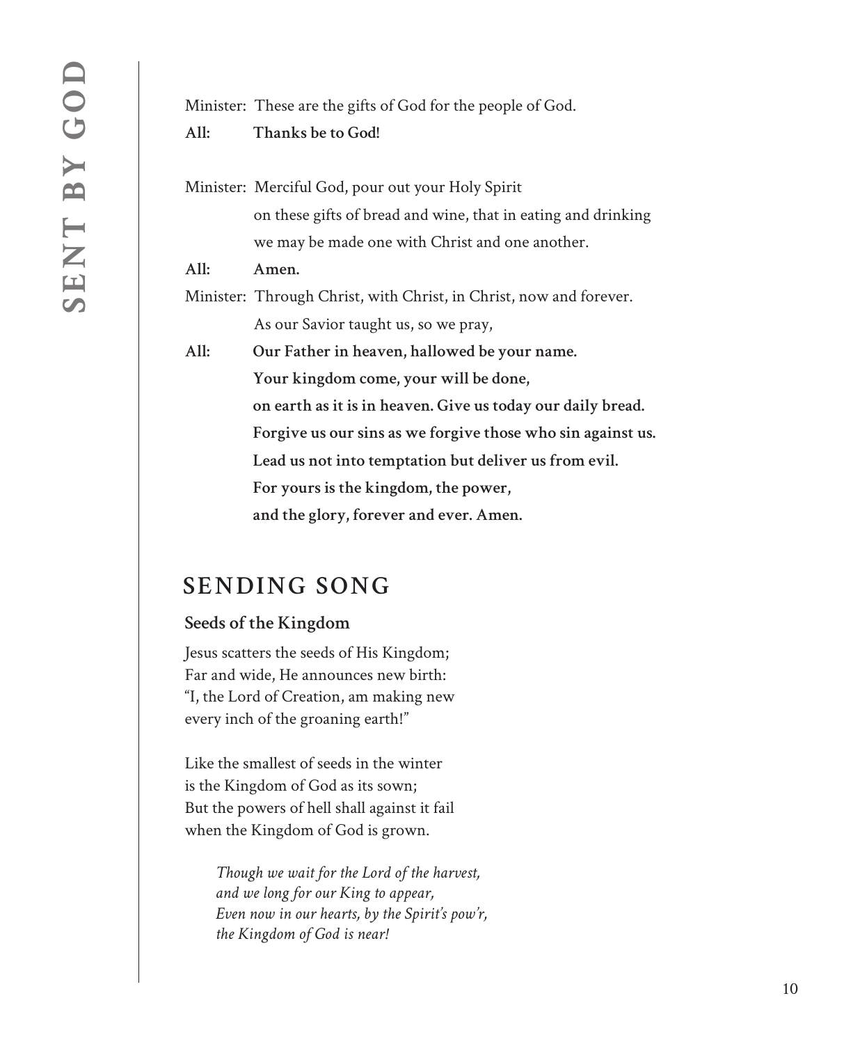Minister: These are the gifts of God for the people of God.
**All: Thanks be to God!**

Minister: Merciful God, pour out your Holy Spirit
on these gifts of bread and wine, that in eating and drinking
we may be made one with Christ and one another.
**All: Amen.**
Minister: Through Christ, with Christ, in Christ, now and forever.
As our Savior taught us, so we pray,
**All: Our Father in heaven, hallowed be your name.**
**Your kingdom come, your will be done,**
**on earth as it is in heaven. Give us today our daily bread.**
**Forgive us our sins as we forgive those who sin against us.**
**Lead us not into temptation but deliver us from evil.**
**For yours is the kingdom, the power,**
**and the glory, forever and ever. Amen.**

## SENDING SONG

**Seeds of the Kingdom**

Jesus scatters the seeds of His Kingdom;
Far and wide, He announces new birth:
"I, the Lord of Creation, am making new
every inch of the groaning earth!"

Like the smallest of seeds in the winter
is the Kingdom of God as its sown;
But the powers of hell shall against it fail
when the Kingdom of God is grown.

*Though we wait for the Lord of the harvest,*
*and we long for our King to appear,*
*Even now in our hearts, by the Spirit's pow'r,*
*the Kingdom of God is near!*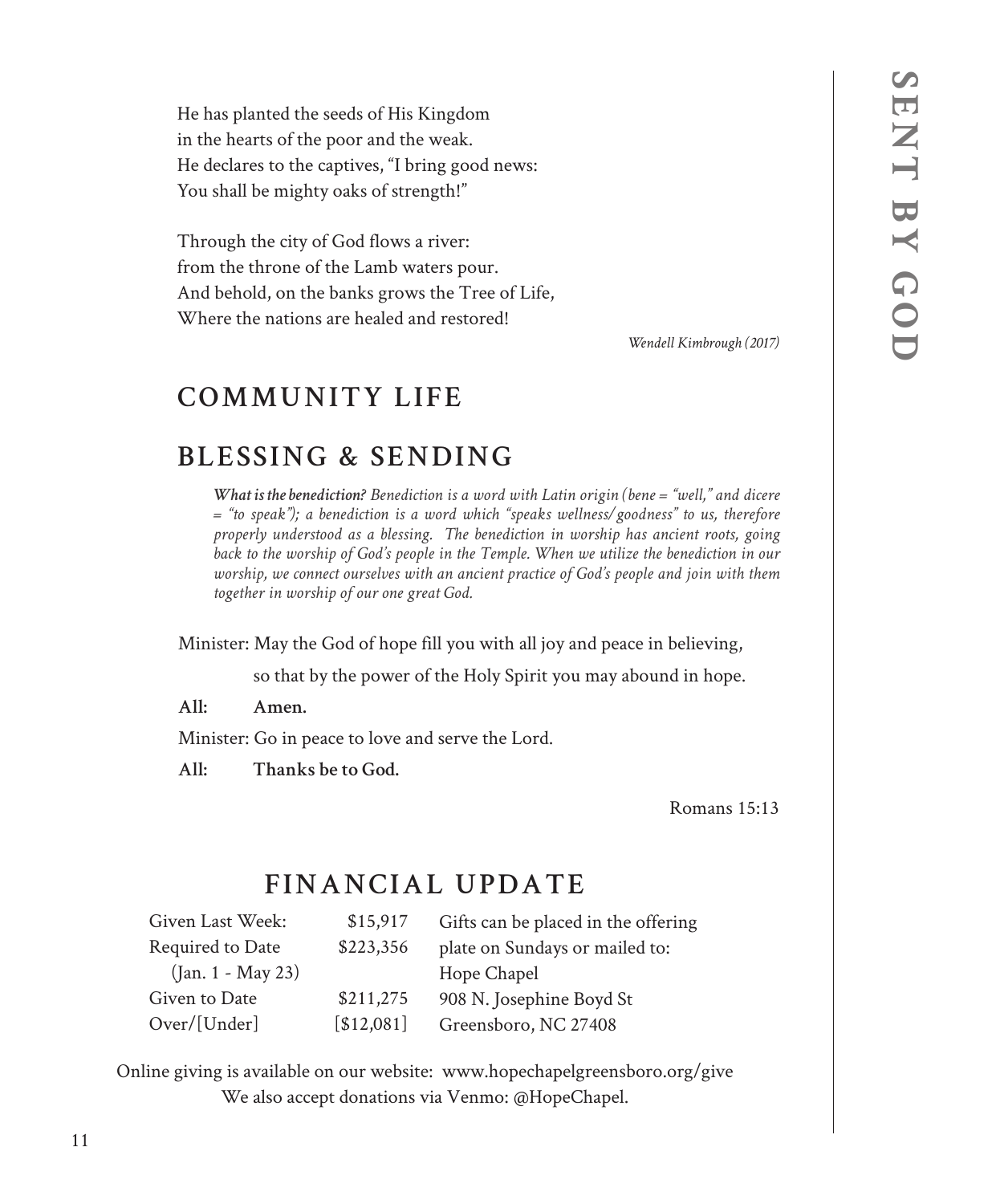He has planted the seeds of His Kingdom
in the hearts of the poor and the weak.
He declares to the captives, "I bring good news:
You shall be mighty oaks of strength!"

Through the city of God flows a river:
from the throne of the Lamb waters pour.
And behold, on the banks grows the Tree of Life,
Where the nations are healed and restored!

*Wendell Kimbrough (2017)*

## COMMUNITY LIFE

## BLESSING & SENDING

***What is the benediction?*** *Benediction is a word with Latin origin (bene = "well," and dicere = "to speak"); a benediction is a word which "speaks wellness/goodness" to us, therefore properly understood as a blessing. The benediction in worship has ancient roots, going back to the worship of God's people in the Temple. When we utilize the benediction in our worship, we connect ourselves with an ancient practice of God's people and join with them together in worship of our one great God.*

Minister: May the God of hope fill you with all joy and peace in believing,
so that by the power of the Holy Spirit you may abound in hope.

**All: Amen.**

Minister: Go in peace to love and serve the Lord.

**All: Thanks be to God.**

Romans 15:13

## FINANCIAL UPDATE

| | |
|---|---|
| Given Last Week: | $15,917 |
| Required to Date (Jan. 1 - May 23) | $223,356 |
| Given to Date | $211,275 |
| Over/[Under] | [$12,081] |

Gifts can be placed in the offering plate on Sundays or mailed to:
Hope Chapel
908 N. Josephine Boyd St
Greensboro, NC 27408

Online giving is available on our website: www.hopechapelgreensboro.org/give
We also accept donations via Venmo: @HopeChapel.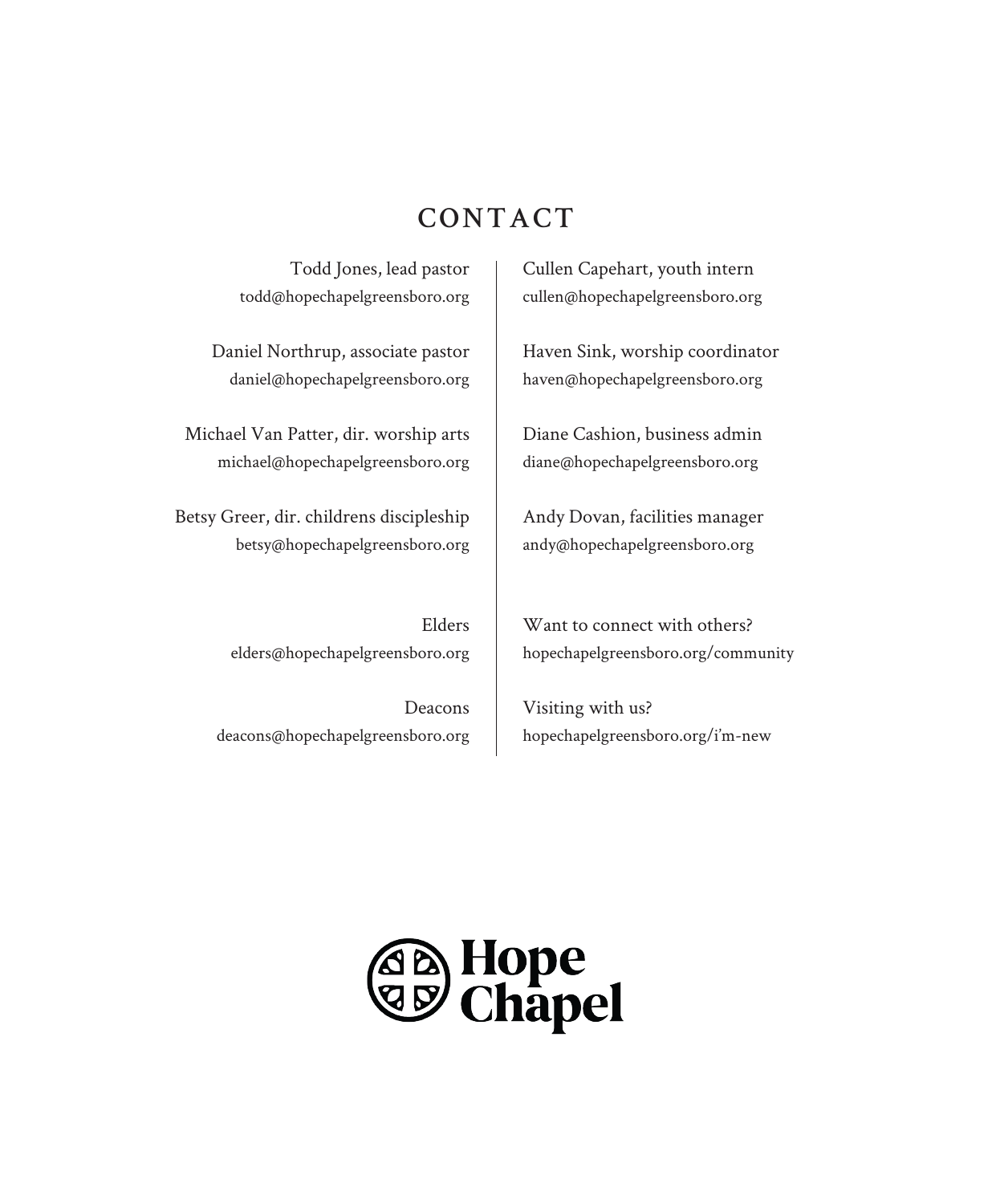## CONTACT

Todd Jones, lead pastor
todd@hopechapelgreensboro.org

Daniel Northrup, associate pastor
daniel@hopechapelgreensboro.org

Michael Van Patter, dir. worship arts
michael@hopechapelgreensboro.org

Betsy Greer, dir. childrens discipleship
betsy@hopechapelgreensboro.org

Elders
elders@hopechapelgreensboro.org

Deacons
deacons@hopechapelgreensboro.org

Cullen Capehart, youth intern
cullen@hopechapelgreensboro.org

Haven Sink, worship coordinator
haven@hopechapelgreensboro.org

Diane Cashion, business admin
diane@hopechapelgreensboro.org

Andy Dovan, facilities manager
andy@hopechapelgreensboro.org

Want to connect with others?
hopechapelgreensboro.org/community

Visiting with us?
hopechapelgreensboro.org/i'm-new

Hope Chapel